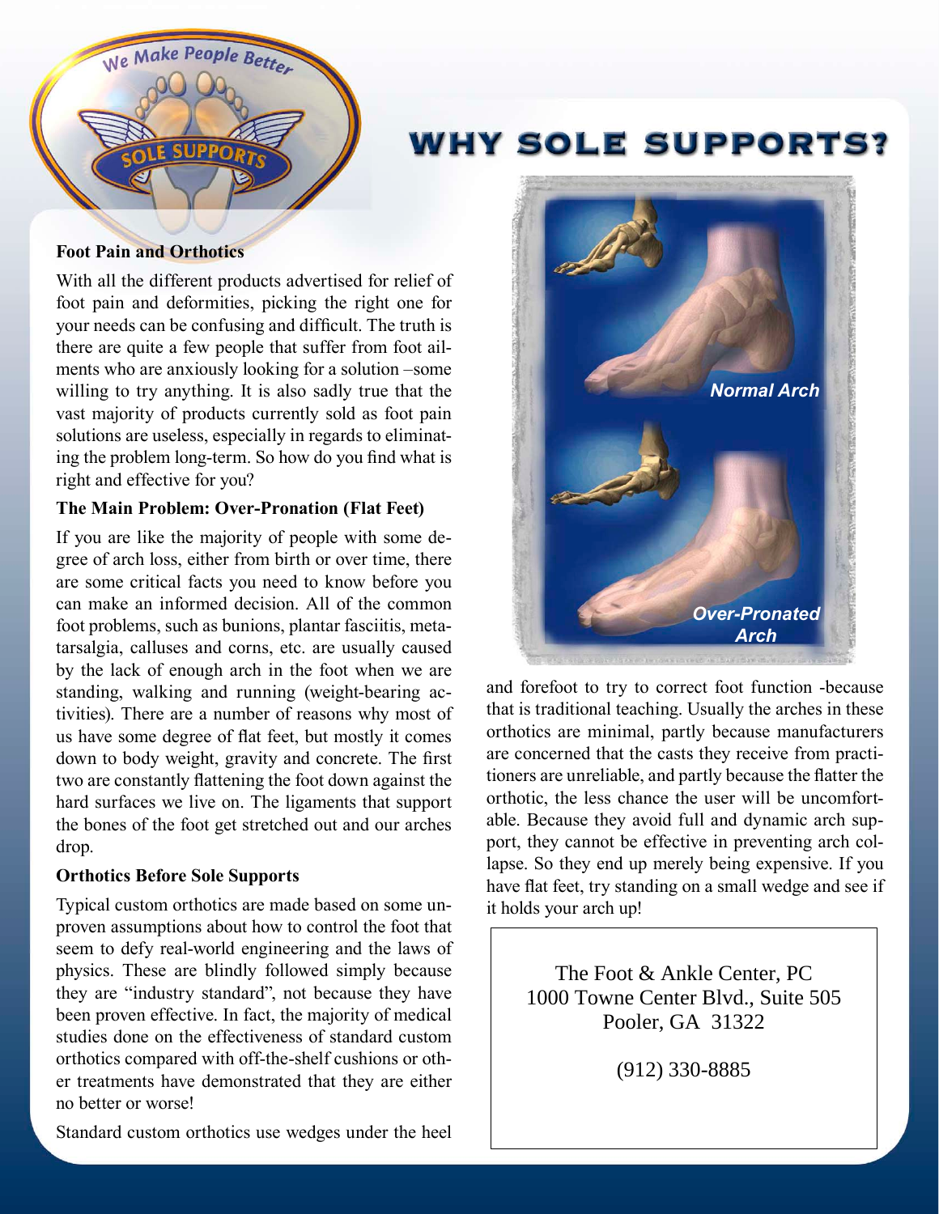# WHY SOLE SUPPORTS?

### Foot Pain and Orthotics

With all the different products advertised for relief of foot pain and deformities, picking the right one for your needs can be confusing and difficult. The truth is there are quite a few people that suffer from foot ailments who are anxiously looking for a solution –some willing to try anything. It is also sadly true that the vast majority of products currently sold as foot pain solutions are useless, especially in regards to eliminating the problem long-term. So how do you find what is right and effective for you?

### The Main Problem: Over-Pronation (Flat Feet)

If you are like the majority of people with some degree of arch loss, either from birth or over time, there are some critical facts you need to know before you can make an informed decision. All of the common foot problems, such as bunions, plantar fasciitis, metatarsalgia, calluses and corns, etc. are usually caused by the lack of enough arch in the foot when we are standing, walking and running (weight-bearing activities). There are a number of reasons why most of us have some degree of flat feet, but mostly it comes down to body weight, gravity and concrete. The first two are constantly flattening the foot down against the hard surfaces we live on. The ligaments that support the bones of the foot get stretched out and our arches drop.

### Orthotics Before Sole Supports

Typical custom orthotics are made based on some unproven assumptions about how to control the foot that seem to defy real-world engineering and the laws of physics. These are blindly followed simply because they are "industry standard", not because they have been proven effective. In fact, the majority of medical studies done on the effectiveness of standard custom orthotics compared with off-the-shelf cushions or other treatments have demonstrated that they are either no better or worse!

Standard custom orthotics use wedges under the heel and forefoot to try to correct foot function -because that is traditional teaching. Usually the arches in these orthotics are minimal, partly because manufacturers are concerned that the casts they receive from practitioners are unreliable, and partly because the flatter the orthotic, the less chance the user will be uncomfortable. Because they avoid full and dynamic arch support, they cannot be effective in preventing arch collapse. So they end up merely being expensive. If you have flat feet, try standing on a small wedge and see if it holds your arch up!

Normal Arch

Over-Pronated Arch

The Foot & Ankle Center, PC
1000 Towne Center Blvd., Suite 505
Pooler, GA 31322

(912) 330-8885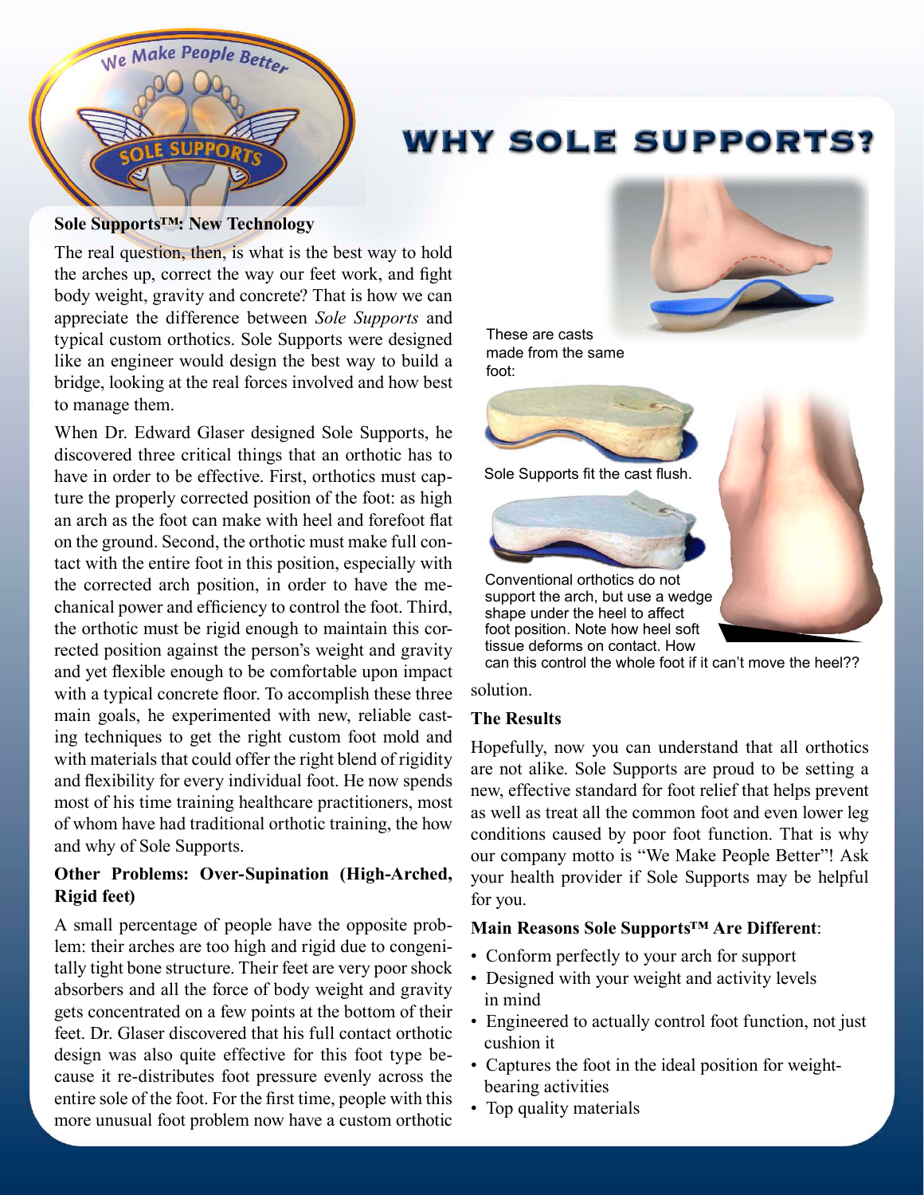# WHY SOLE SUPPORTS?

### Sole Supports™: New Technology

The real question, then, is what is the best way to hold the arches up, correct the way our feet work, and fight body weight, gravity and concrete? That is how we can appreciate the difference between *Sole Supports* and typical custom orthotics. Sole Supports were designed like an engineer would design the best way to build a bridge, looking at the real forces involved and how best to manage them.

When Dr. Edward Glaser designed Sole Supports, he discovered three critical things that an orthotic has to have in order to be effective. First, orthotics must capture the properly corrected position of the foot: as high an arch as the foot can make with heel and forefoot flat on the ground. Second, the orthotic must make full contact with the entire foot in this position, especially with the corrected arch position, in order to have the mechanical power and efficiency to control the foot. Third, the orthotic must be rigid enough to maintain this corrected position against the person's weight and gravity and yet flexible enough to be comfortable upon impact with a typical concrete floor. To accomplish these three main goals, he experimented with new, reliable casting techniques to get the right custom foot mold and with materials that could offer the right blend of rigidity and flexibility for every individual foot. He now spends most of his time training healthcare practitioners, most of whom have had traditional orthotic training, the how and why of Sole Supports.

### Other Problems: Over-Supination (High-Arched, Rigid feet)

A small percentage of people have the opposite problem: their arches are too high and rigid due to congenitally tight bone structure. Their feet are very poor shock absorbers and all the force of body weight and gravity gets concentrated on a few points at the bottom of their feet. Dr. Glaser discovered that his full contact orthotic design was also quite effective for this foot type because it re-distributes foot pressure evenly across the entire sole of the foot. For the first time, people with this more unusual foot problem now have a custom orthotic solution.

These are casts made from the same foot:

Sole Supports fit the cast flush.

Conventional orthotics do not support the arch, but use a wedge shape under the heel to affect foot position. Note how heel soft tissue deforms on contact. How can this control the whole foot if it can't move the heel??

### The Results

Hopefully, now you can understand that all orthotics are not alike. Sole Supports are proud to be setting a new, effective standard for foot relief that helps prevent as well as treat all the common foot and even lower leg conditions caused by poor foot function. That is why our company motto is "We Make People Better"! Ask your health provider if Sole Supports may be helpful for you.

**Main Reasons Sole Supports™ Are Different**:

- Conform perfectly to your arch for support
- Designed with your weight and activity levels in mind
- Engineered to actually control foot function, not just cushion it
- Captures the foot in the ideal position for weight-bearing activities
- Top quality materials